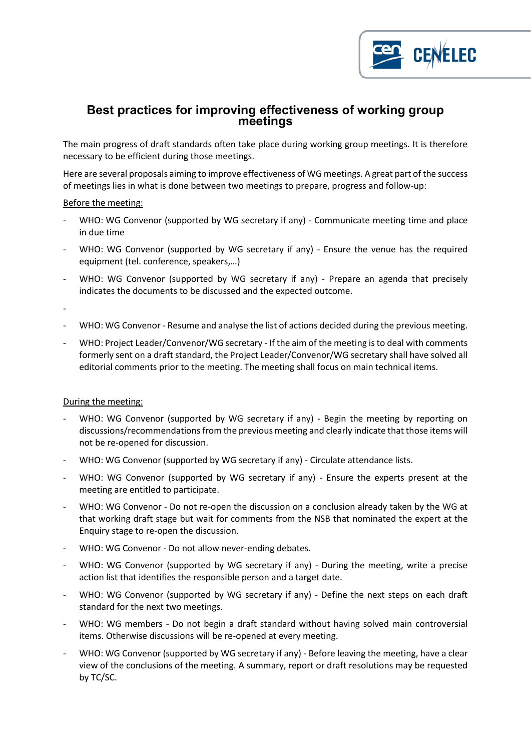# Best practices for improving effectiveness of working group meetings

The main progress of draft standards often take place during working group meetings. It is therefore necessary to be efficient during those meetings.

Here are several proposals aiming to improve effectiveness of WG meetings. A great part of the success of meetings lies in what is done between two meetings to prepare, progress and follow-up:

<u>Before the meeting:</u>

- WHO: WG Convenor (supported by WG secretary if any) - Communicate meeting time and place in due time
- WHO: WG Convenor (supported by WG secretary if any) - Ensure the venue has the required equipment (tel. conference, speakers,…)
- WHO: WG Convenor (supported by WG secretary if any) - Prepare an agenda that precisely indicates the documents to be discussed and the expected outcome.
- 
- WHO: WG Convenor - Resume and analyse the list of actions decided during the previous meeting.
- WHO: Project Leader/Convenor/WG secretary - If the aim of the meeting is to deal with comments formerly sent on a draft standard, the Project Leader/Convenor/WG secretary shall have solved all editorial comments prior to the meeting. The meeting shall focus on main technical items.

<u>During the meeting:</u>

- WHO: WG Convenor (supported by WG secretary if any) - Begin the meeting by reporting on discussions/recommendations from the previous meeting and clearly indicate that those items will not be re-opened for discussion.
- WHO: WG Convenor (supported by WG secretary if any) - Circulate attendance lists.
- WHO: WG Convenor (supported by WG secretary if any) - Ensure the experts present at the meeting are entitled to participate.
- WHO: WG Convenor - Do not re-open the discussion on a conclusion already taken by the WG at that working draft stage but wait for comments from the NSB that nominated the expert at the Enquiry stage to re-open the discussion.
- WHO: WG Convenor - Do not allow never-ending debates.
- WHO: WG Convenor (supported by WG secretary if any) - During the meeting, write a precise action list that identifies the responsible person and a target date.
- WHO: WG Convenor (supported by WG secretary if any) - Define the next steps on each draft standard for the next two meetings.
- WHO: WG members - Do not begin a draft standard without having solved main controversial items. Otherwise discussions will be re-opened at every meeting.
- WHO: WG Convenor (supported by WG secretary if any) - Before leaving the meeting, have a clear view of the conclusions of the meeting. A summary, report or draft resolutions may be requested by TC/SC.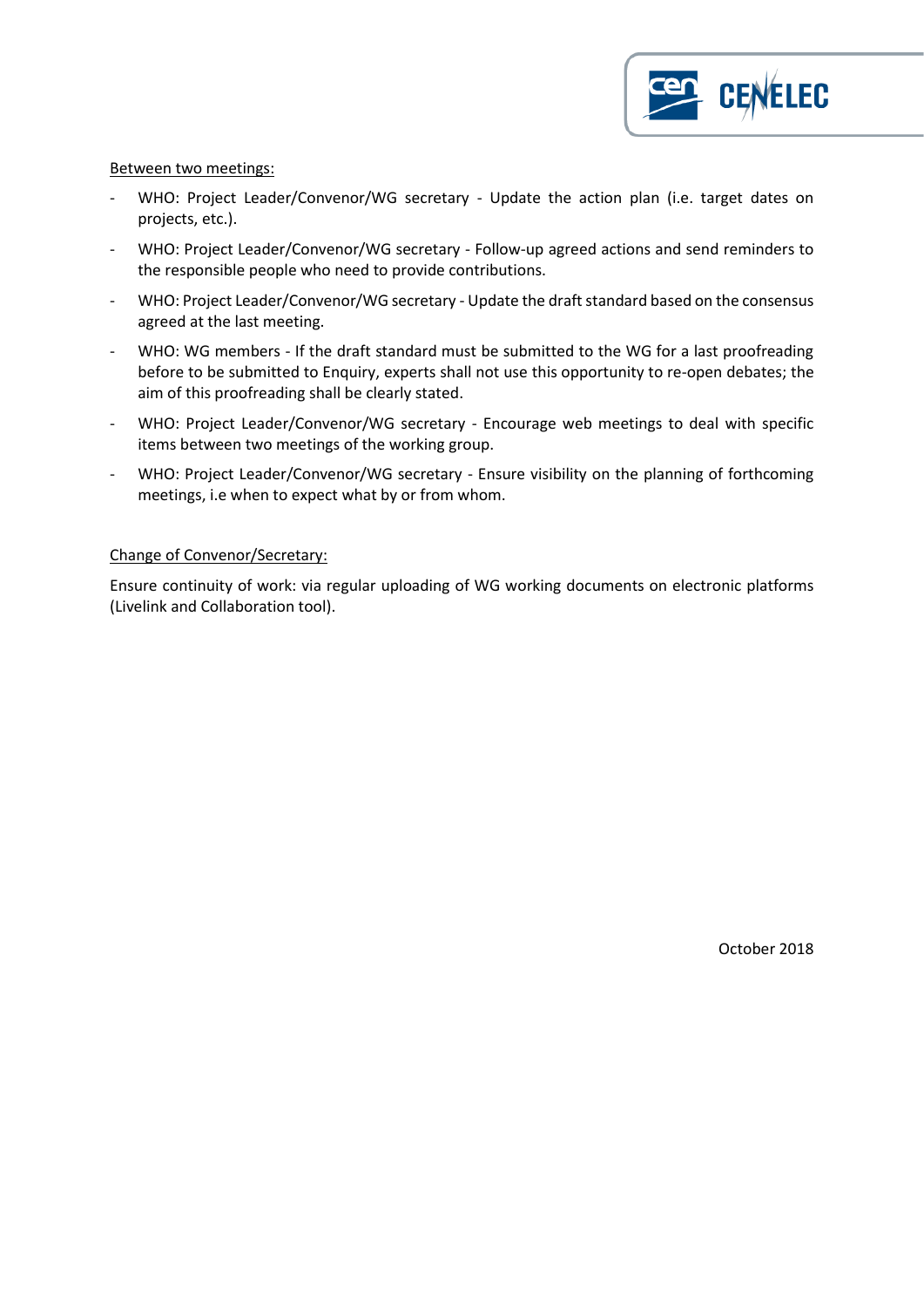Between two meetings:

- WHO: Project Leader/Convenor/WG secretary - Update the action plan (i.e. target dates on projects, etc.).
- WHO: Project Leader/Convenor/WG secretary - Follow-up agreed actions and send reminders to the responsible people who need to provide contributions.
- WHO: Project Leader/Convenor/WG secretary - Update the draft standard based on the consensus agreed at the last meeting.
- WHO: WG members - If the draft standard must be submitted to the WG for a last proofreading before to be submitted to Enquiry, experts shall not use this opportunity to re-open debates; the aim of this proofreading shall be clearly stated.
- WHO: Project Leader/Convenor/WG secretary - Encourage web meetings to deal with specific items between two meetings of the working group.
- WHO: Project Leader/Convenor/WG secretary - Ensure visibility on the planning of forthcoming meetings, i.e when to expect what by or from whom.

Change of Convenor/Secretary:

Ensure continuity of work: via regular uploading of WG working documents on electronic platforms (Livelink and Collaboration tool).

October 2018